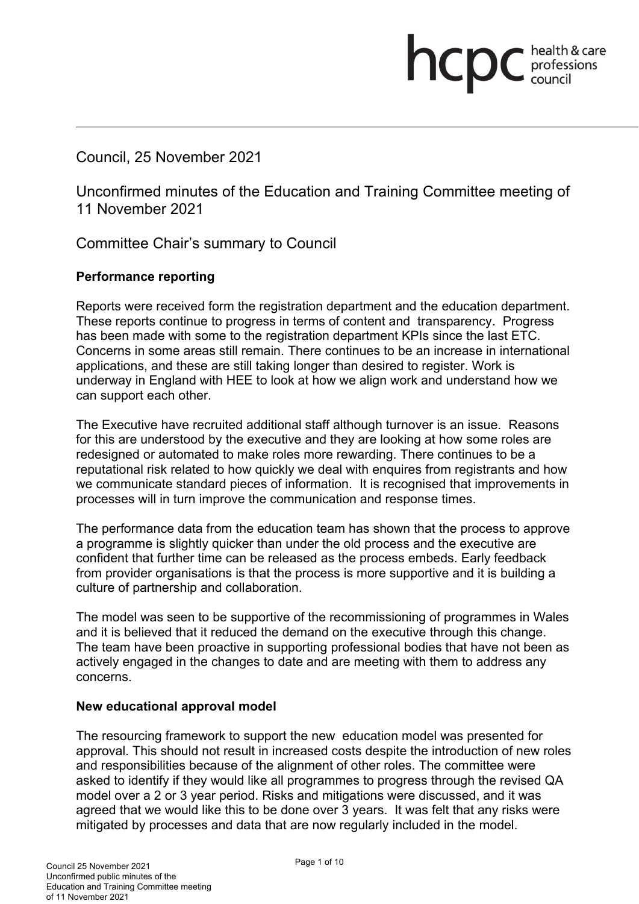Council, 25 November 2021

# Unconfirmed minutes of the Education and Training Committee meeting of 11 November 2021

## Committee Chair's summary to Council

**Performance reporting**

Reports were received form the registration department and the education department. These reports continue to progress in terms of content and transparency. Progress has been made with some to the registration department KPIs since the last ETC. Concerns in some areas still remain. There continues to be an increase in international applications, and these are still taking longer than desired to register. Work is underway in England with HEE to look at how we align work and understand how we can support each other.

The Executive have recruited additional staff although turnover is an issue. Reasons for this are understood by the executive and they are looking at how some roles are redesigned or automated to make roles more rewarding. There continues to be a reputational risk related to how quickly we deal with enquires from registrants and how we communicate standard pieces of information. It is recognised that improvements in processes will in turn improve the communication and response times.

The performance data from the education team has shown that the process to approve a programme is slightly quicker than under the old process and the executive are confident that further time can be released as the process embeds. Early feedback from provider organisations is that the process is more supportive and it is building a culture of partnership and collaboration.

The model was seen to be supportive of the recommissioning of programmes in Wales and it is believed that it reduced the demand on the executive through this change. The team have been proactive in supporting professional bodies that have not been as actively engaged in the changes to date and are meeting with them to address any concerns.

**New educational approval model**

The resourcing framework to support the new education model was presented for approval. This should not result in increased costs despite the introduction of new roles and responsibilities because of the alignment of other roles. The committee were asked to identify if they would like all programmes to progress through the revised QA model over a 2 or 3 year period. Risks and mitigations were discussed, and it was agreed that we would like this to be done over 3 years. It was felt that any risks were mitigated by processes and data that are now regularly included in the model.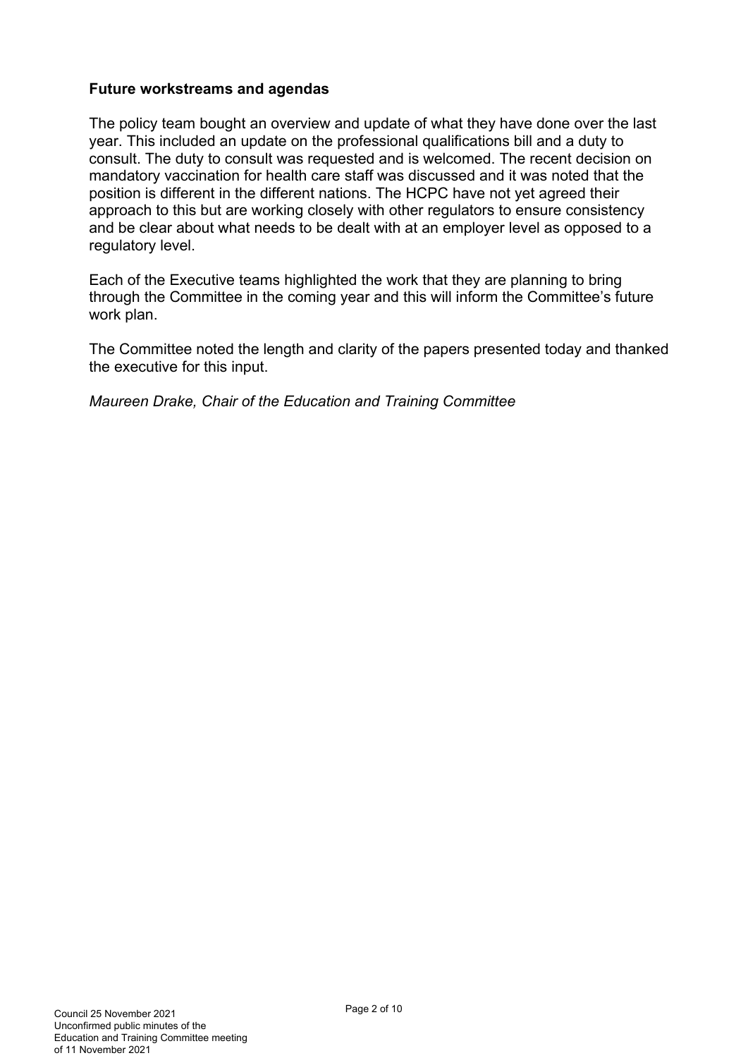**Future workstreams and agendas**

The policy team bought an overview and update of what they have done over the last year. This included an update on the professional qualifications bill and a duty to consult. The duty to consult was requested and is welcomed. The recent decision on mandatory vaccination for health care staff was discussed and it was noted that the position is different in the different nations. The HCPC have not yet agreed their approach to this but are working closely with other regulators to ensure consistency and be clear about what needs to be dealt with at an employer level as opposed to a regulatory level.

Each of the Executive teams highlighted the work that they are planning to bring through the Committee in the coming year and this will inform the Committee's future work plan.

The Committee noted the length and clarity of the papers presented today and thanked the executive for this input.

*Maureen Drake, Chair of the Education and Training Committee*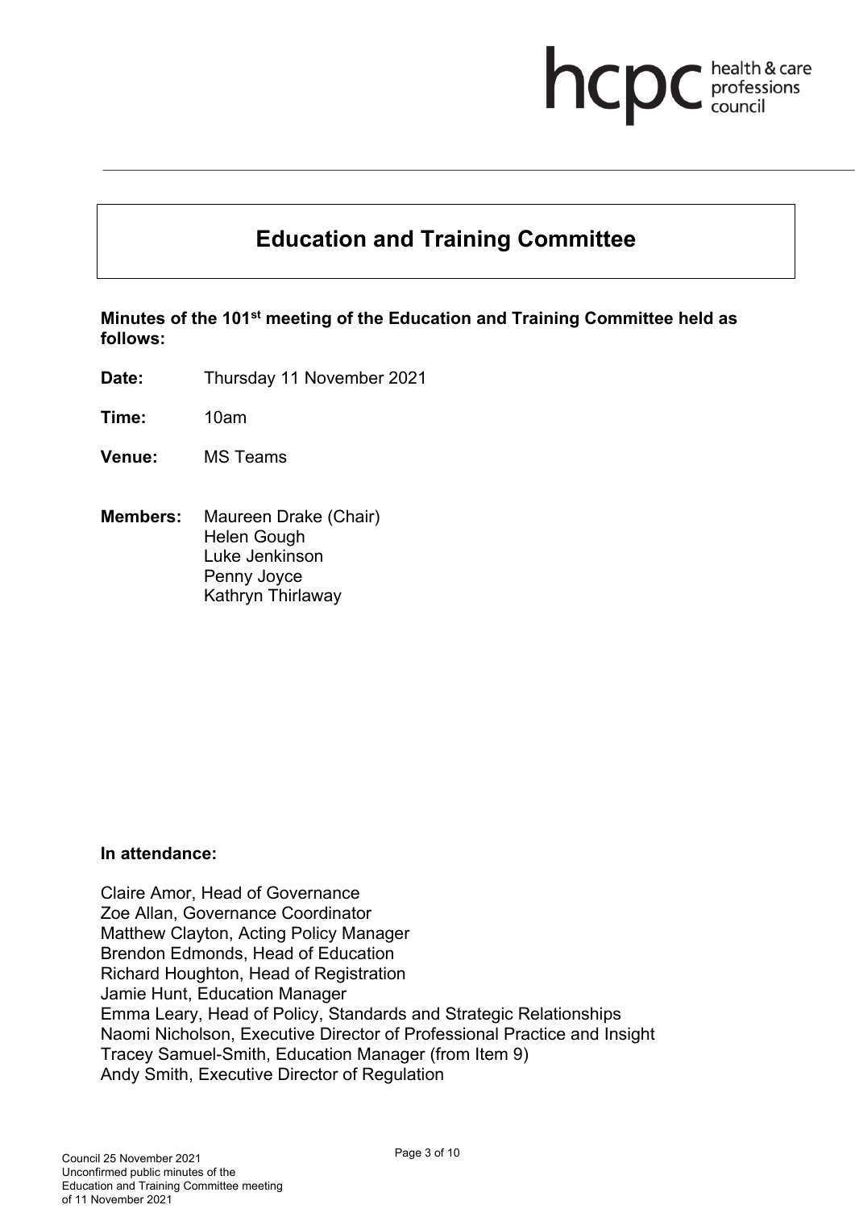# Education and Training Committee

**Minutes of the 101st meeting of the Education and Training Committee held as follows:**

**Date:** Thursday 11 November 2021

**Time:** 10am

**Venue:** MS Teams

**Members:** Maureen Drake (Chair)
Helen Gough
Luke Jenkinson
Penny Joyce
Kathryn Thirlaway

**In attendance:**

Claire Amor, Head of Governance
Zoe Allan, Governance Coordinator
Matthew Clayton, Acting Policy Manager
Brendon Edmonds, Head of Education
Richard Houghton, Head of Registration
Jamie Hunt, Education Manager
Emma Leary, Head of Policy, Standards and Strategic Relationships
Naomi Nicholson, Executive Director of Professional Practice and Insight
Tracey Samuel-Smith, Education Manager (from Item 9)
Andy Smith, Executive Director of Regulation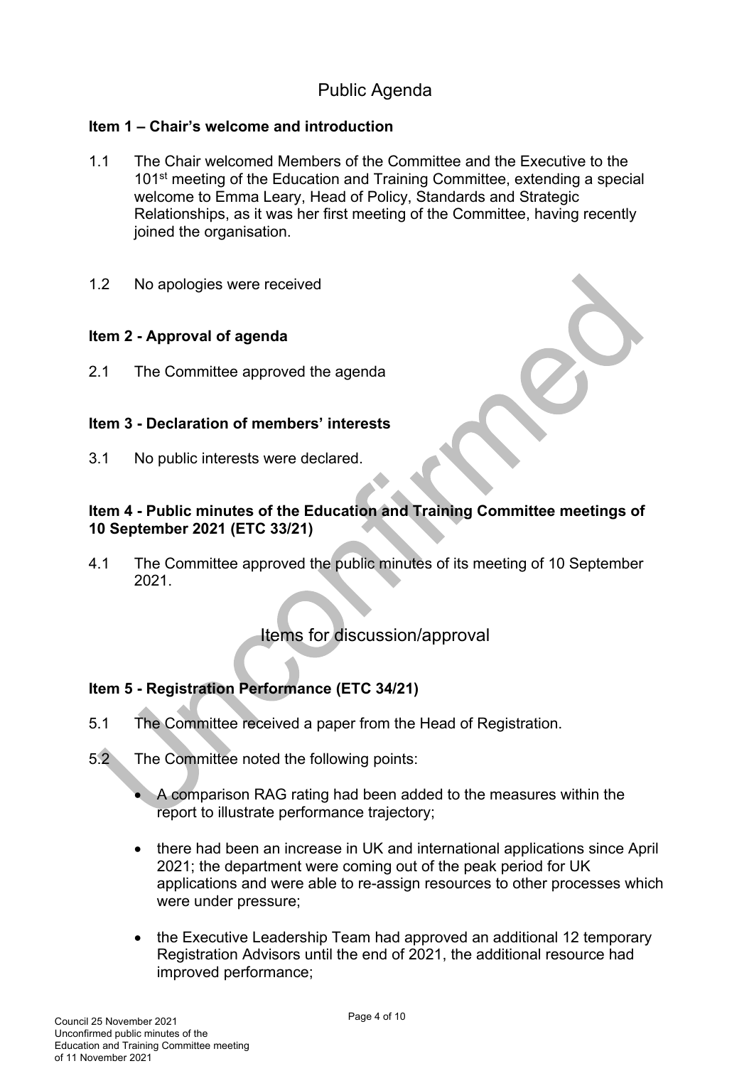# Public Agenda

**Item 1 – Chair's welcome and introduction**

1.1 The Chair welcomed Members of the Committee and the Executive to the 101st meeting of the Education and Training Committee, extending a special welcome to Emma Leary, Head of Policy, Standards and Strategic Relationships, as it was her first meeting of the Committee, having recently joined the organisation.

1.2 No apologies were received

**Item 2 - Approval of agenda**

2.1 The Committee approved the agenda

**Item 3 - Declaration of members' interests**

3.1 No public interests were declared.

**Item 4 - Public minutes of the Education and Training Committee meetings of 10 September 2021 (ETC 33/21)**

4.1 The Committee approved the public minutes of its meeting of 10 September 2021.

# Items for discussion/approval

**Item 5 - Registration Performance (ETC 34/21)**

5.1 The Committee received a paper from the Head of Registration.

5.2 The Committee noted the following points:

- A comparison RAG rating had been added to the measures within the report to illustrate performance trajectory;
- there had been an increase in UK and international applications since April 2021; the department were coming out of the peak period for UK applications and were able to re-assign resources to other processes which were under pressure;
- the Executive Leadership Team had approved an additional 12 temporary Registration Advisors until the end of 2021, the additional resource had improved performance;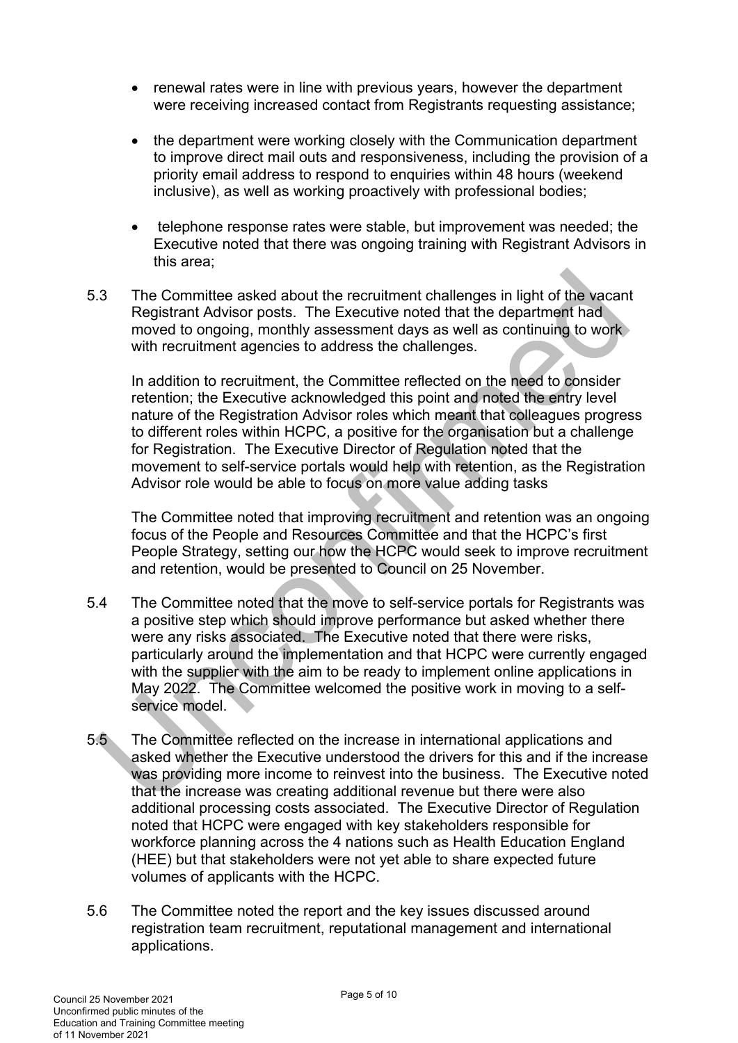- renewal rates were in line with previous years, however the department were receiving increased contact from Registrants requesting assistance;

- the department were working closely with the Communication department to improve direct mail outs and responsiveness, including the provision of a priority email address to respond to enquiries within 48 hours (weekend inclusive), as well as working proactively with professional bodies;

- telephone response rates were stable, but improvement was needed; the Executive noted that there was ongoing training with Registrant Advisors in this area;

5.3 The Committee asked about the recruitment challenges in light of the vacant Registrant Advisor posts. The Executive noted that the department had moved to ongoing, monthly assessment days as well as continuing to work with recruitment agencies to address the challenges.

In addition to recruitment, the Committee reflected on the need to consider retention; the Executive acknowledged this point and noted the entry level nature of the Registration Advisor roles which meant that colleagues progress to different roles within HCPC, a positive for the organisation but a challenge for Registration. The Executive Director of Regulation noted that the movement to self-service portals would help with retention, as the Registration Advisor role would be able to focus on more value adding tasks

The Committee noted that improving recruitment and retention was an ongoing focus of the People and Resources Committee and that the HCPC's first People Strategy, setting our how the HCPC would seek to improve recruitment and retention, would be presented to Council on 25 November.

5.4 The Committee noted that the move to self-service portals for Registrants was a positive step which should improve performance but asked whether there were any risks associated. The Executive noted that there were risks, particularly around the implementation and that HCPC were currently engaged with the supplier with the aim to be ready to implement online applications in May 2022. The Committee welcomed the positive work in moving to a self-service model.

5.5 The Committee reflected on the increase in international applications and asked whether the Executive understood the drivers for this and if the increase was providing more income to reinvest into the business. The Executive noted that the increase was creating additional revenue but there were also additional processing costs associated. The Executive Director of Regulation noted that HCPC were engaged with key stakeholders responsible for workforce planning across the 4 nations such as Health Education England (HEE) but that stakeholders were not yet able to share expected future volumes of applicants with the HCPC.

5.6 The Committee noted the report and the key issues discussed around registration team recruitment, reputational management and international applications.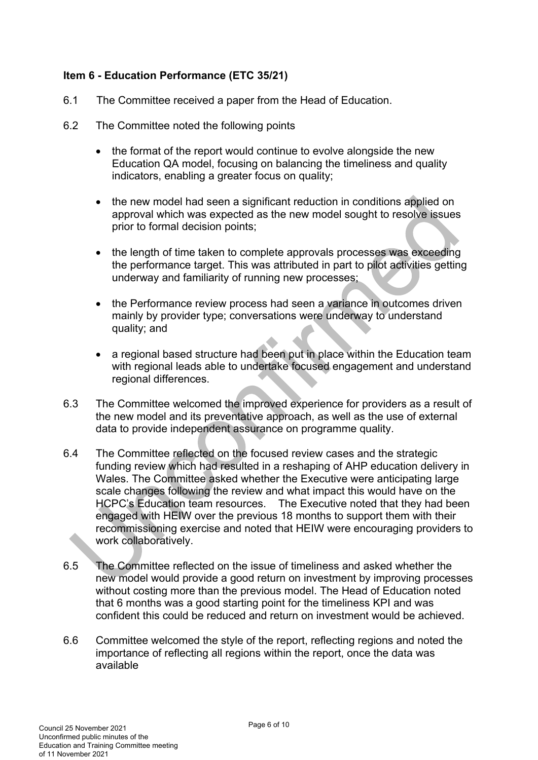### Item 6 - Education Performance (ETC 35/21)

6.1 The Committee received a paper from the Head of Education.

6.2 The Committee noted the following points

- the format of the report would continue to evolve alongside the new Education QA model, focusing on balancing the timeliness and quality indicators, enabling a greater focus on quality;

- the new model had seen a significant reduction in conditions applied on approval which was expected as the new model sought to resolve issues prior to formal decision points;

- the length of time taken to complete approvals processes was exceeding the performance target. This was attributed in part to pilot activities getting underway and familiarity of running new processes;

- the Performance review process had seen a variance in outcomes driven mainly by provider type; conversations were underway to understand quality; and

- a regional based structure had been put in place within the Education team with regional leads able to undertake focused engagement and understand regional differences.

6.3 The Committee welcomed the improved experience for providers as a result of the new model and its preventative approach, as well as the use of external data to provide independent assurance on programme quality.

6.4 The Committee reflected on the focused review cases and the strategic funding review which had resulted in a reshaping of AHP education delivery in Wales. The Committee asked whether the Executive were anticipating large scale changes following the review and what impact this would have on the HCPC's Education team resources. The Executive noted that they had been engaged with HEIW over the previous 18 months to support them with their recommissioning exercise and noted that HEIW were encouraging providers to work collaboratively.

6.5 The Committee reflected on the issue of timeliness and asked whether the new model would provide a good return on investment by improving processes without costing more than the previous model. The Head of Education noted that 6 months was a good starting point for the timeliness KPI and was confident this could be reduced and return on investment would be achieved.

6.6 Committee welcomed the style of the report, reflecting regions and noted the importance of reflecting all regions within the report, once the data was available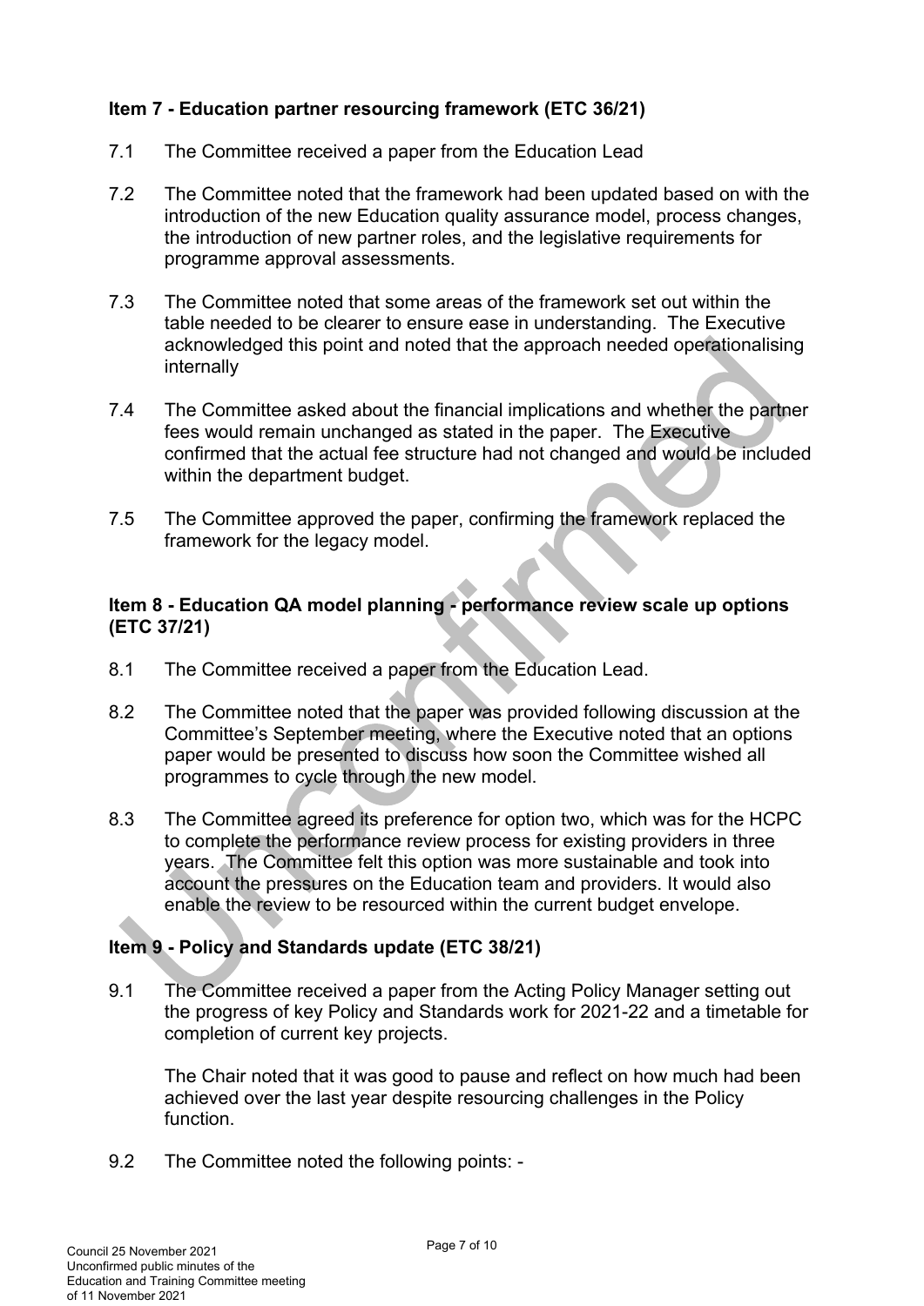**Item 7 - Education partner resourcing framework (ETC 36/21)**

7.1 The Committee received a paper from the Education Lead

7.2 The Committee noted that the framework had been updated based on with the introduction of the new Education quality assurance model, process changes, the introduction of new partner roles, and the legislative requirements for programme approval assessments.

7.3 The Committee noted that some areas of the framework set out within the table needed to be clearer to ensure ease in understanding. The Executive acknowledged this point and noted that the approach needed operationalising internally

7.4 The Committee asked about the financial implications and whether the partner fees would remain unchanged as stated in the paper. The Executive confirmed that the actual fee structure had not changed and would be included within the department budget.

7.5 The Committee approved the paper, confirming the framework replaced the framework for the legacy model.

**Item 8 - Education QA model planning - performance review scale up options (ETC 37/21)**

8.1 The Committee received a paper from the Education Lead.

8.2 The Committee noted that the paper was provided following discussion at the Committee's September meeting, where the Executive noted that an options paper would be presented to discuss how soon the Committee wished all programmes to cycle through the new model.

8.3 The Committee agreed its preference for option two, which was for the HCPC to complete the performance review process for existing providers in three years. The Committee felt this option was more sustainable and took into account the pressures on the Education team and providers. It would also enable the review to be resourced within the current budget envelope.

**Item 9 - Policy and Standards update (ETC 38/21)**

9.1 The Committee received a paper from the Acting Policy Manager setting out the progress of key Policy and Standards work for 2021-22 and a timetable for completion of current key projects.

The Chair noted that it was good to pause and reflect on how much had been achieved over the last year despite resourcing challenges in the Policy function.

9.2 The Committee noted the following points: -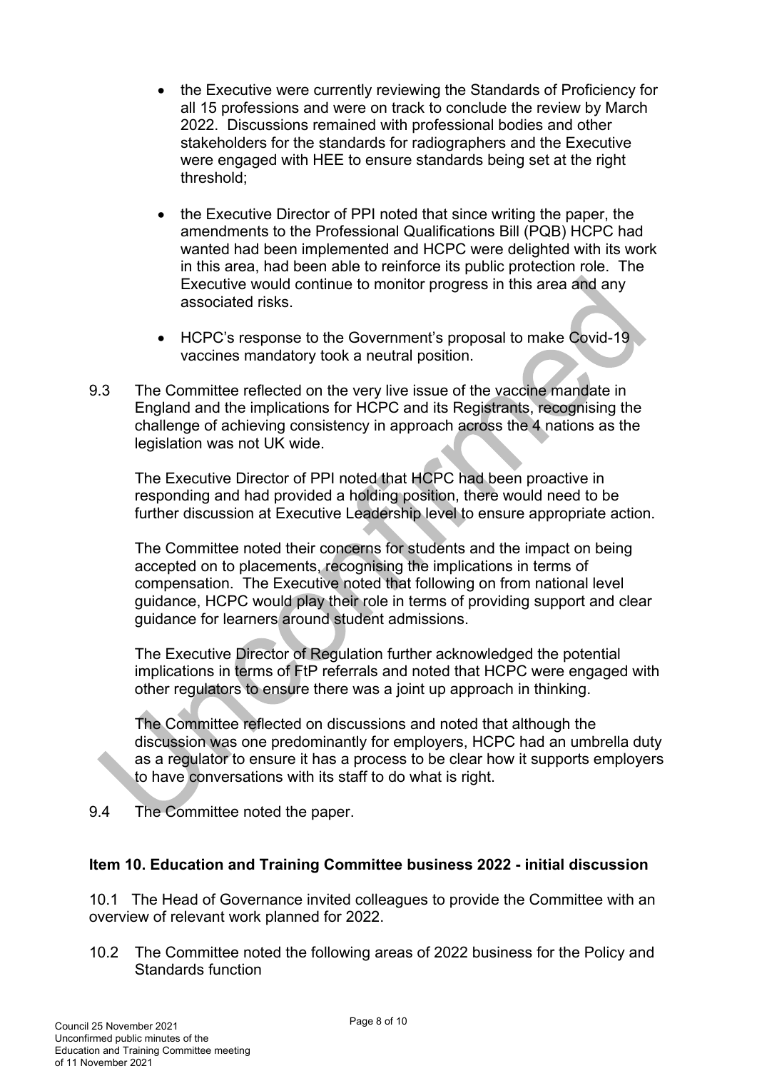- the Executive were currently reviewing the Standards of Proficiency for all 15 professions and were on track to conclude the review by March 2022. Discussions remained with professional bodies and other stakeholders for the standards for radiographers and the Executive were engaged with HEE to ensure standards being set at the right threshold;

- the Executive Director of PPI noted that since writing the paper, the amendments to the Professional Qualifications Bill (PQB) HCPC had wanted had been implemented and HCPC were delighted with its work in this area, had been able to reinforce its public protection role. The Executive would continue to monitor progress in this area and any associated risks.

- HCPC's response to the Government's proposal to make Covid-19 vaccines mandatory took a neutral position.

9.3 The Committee reflected on the very live issue of the vaccine mandate in England and the implications for HCPC and its Registrants, recognising the challenge of achieving consistency in approach across the 4 nations as the legislation was not UK wide.

The Executive Director of PPI noted that HCPC had been proactive in responding and had provided a holding position, there would need to be further discussion at Executive Leadership level to ensure appropriate action.

The Committee noted their concerns for students and the impact on being accepted on to placements, recognising the implications in terms of compensation. The Executive noted that following on from national level guidance, HCPC would play their role in terms of providing support and clear guidance for learners around student admissions.

The Executive Director of Regulation further acknowledged the potential implications in terms of FtP referrals and noted that HCPC were engaged with other regulators to ensure there was a joint up approach in thinking.

The Committee reflected on discussions and noted that although the discussion was one predominantly for employers, HCPC had an umbrella duty as a regulator to ensure it has a process to be clear how it supports employers to have conversations with its staff to do what is right.

9.4 The Committee noted the paper.

### Item 10. Education and Training Committee business 2022 - initial discussion

10.1 The Head of Governance invited colleagues to provide the Committee with an overview of relevant work planned for 2022.

10.2 The Committee noted the following areas of 2022 business for the Policy and Standards function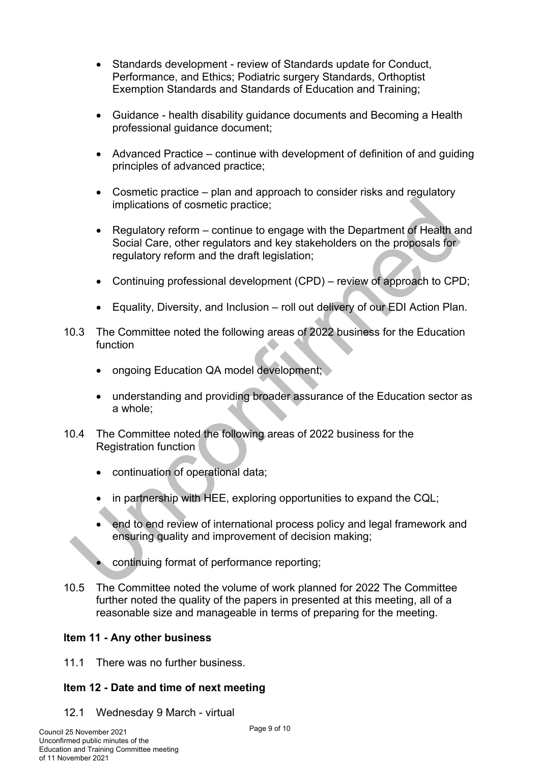- Standards development - review of Standards update for Conduct, Performance, and Ethics; Podiatric surgery Standards, Orthoptist Exemption Standards and Standards of Education and Training;

- Guidance - health disability guidance documents and Becoming a Health professional guidance document;

- Advanced Practice – continue with development of definition of and guiding principles of advanced practice;

- Cosmetic practice – plan and approach to consider risks and regulatory implications of cosmetic practice;

- Regulatory reform – continue to engage with the Department of Health and Social Care, other regulators and key stakeholders on the proposals for regulatory reform and the draft legislation;

- Continuing professional development (CPD) – review of approach to CPD;

- Equality, Diversity, and Inclusion – roll out delivery of our EDI Action Plan.

10.3 The Committee noted the following areas of 2022 business for the Education function

- ongoing Education QA model development;

- understanding and providing broader assurance of the Education sector as a whole;

10.4 The Committee noted the following areas of 2022 business for the Registration function

- continuation of operational data;

- in partnership with HEE, exploring opportunities to expand the CQL;

- end to end review of international process policy and legal framework and ensuring quality and improvement of decision making;

- continuing format of performance reporting;

10.5 The Committee noted the volume of work planned for 2022 The Committee further noted the quality of the papers in presented at this meeting, all of a reasonable size and manageable in terms of preparing for the meeting.

**Item 11 - Any other business**

11.1 There was no further business.

**Item 12 - Date and time of next meeting**

12.1 Wednesday 9 March - virtual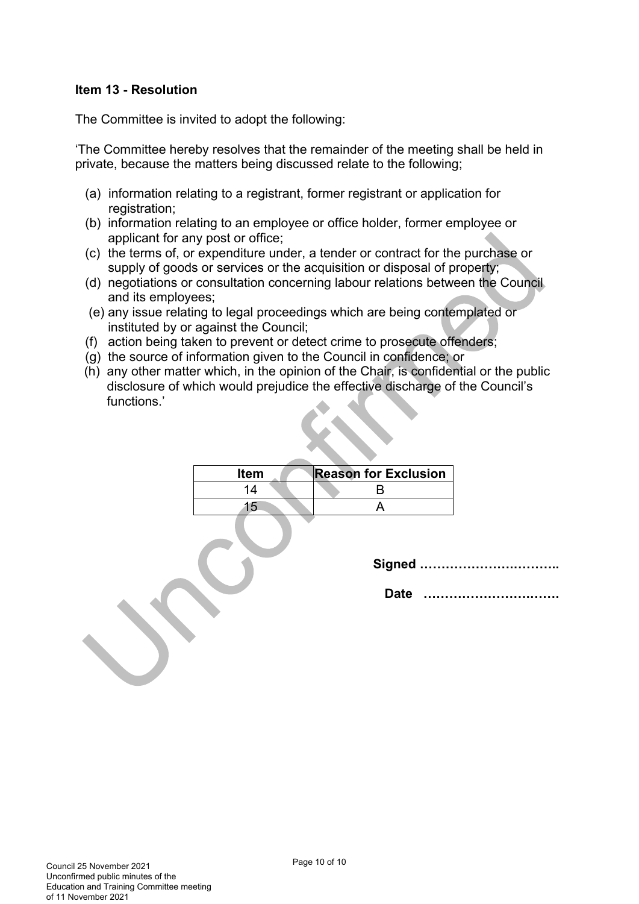**Item 13 - Resolution**

The Committee is invited to adopt the following:

'The Committee hereby resolves that the remainder of the meeting shall be held in private, because the matters being discussed relate to the following;

(a) information relating to a registrant, former registrant or application for registration;
(b) information relating to an employee or office holder, former employee or applicant for any post or office;
(c) the terms of, or expenditure under, a tender or contract for the purchase or supply of goods or services or the acquisition or disposal of property;
(d) negotiations or consultation concerning labour relations between the Council and its employees;
(e) any issue relating to legal proceedings which are being contemplated or instituted by or against the Council;
(f) action being taken to prevent or detect crime to prosecute offenders;
(g) the source of information given to the Council in confidence; or
(h) any other matter which, in the opinion of the Chair, is confidential or the public disclosure of which would prejudice the effective discharge of the Council's functions.'

| Item | Reason for Exclusion |
|---|---|
| 14 | B |
| 15 | A |

**Signed …………………………..**

**Date ……………………….…**

Council 25 November 2021
Unconfirmed public minutes of the
Education and Training Committee meeting
of 11 November 2021